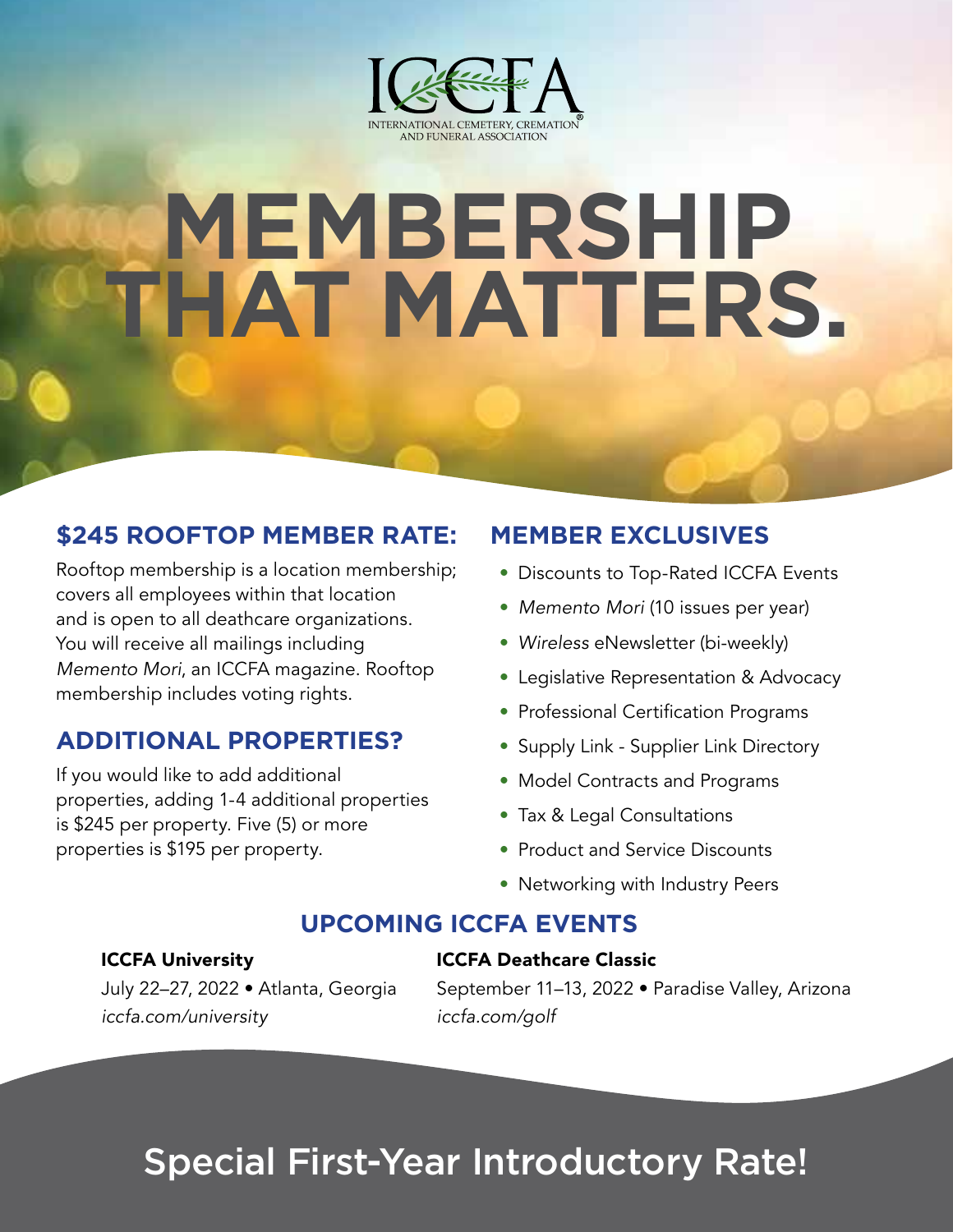ICCFA

INTERNATIONAL CEMETERY, CREMATION AND FUNERAL ASSOCIATION®

# MEMBERSHIP THAT MATTERS.

## $245 ROOFTOP MEMBER RATE:

Rooftop membership is a location membership; covers all employees within that location and is open to all deathcare organizations. You will receive all mailings including *Memento Mori*, an ICCFA magazine. Rooftop membership includes voting rights.

## ADDITIONAL PROPERTIES?

If you would like to add additional properties, adding 1-4 additional properties is $245 per property. Five (5) or more properties is $195 per property.

## MEMBER EXCLUSIVES

- Discounts to Top-Rated ICCFA Events
- *Memento Mori* (10 issues per year)
- *Wireless* eNewsletter (bi-weekly)
- Legislative Representation & Advocacy
- Professional Certification Programs
- Supply Link - Supplier Link Directory
- Model Contracts and Programs
- Tax & Legal Consultations
- Product and Service Discounts
- Networking with Industry Peers

## UPCOMING ICCFA EVENTS

**ICCFA University**
July 22–27, 2022 • Atlanta, Georgia
*iccfa.com/university*

**ICCFA Deathcare Classic**
September 11–13, 2022 • Paradise Valley, Arizona
*iccfa.com/golf*

# Special First-Year Introductory Rate!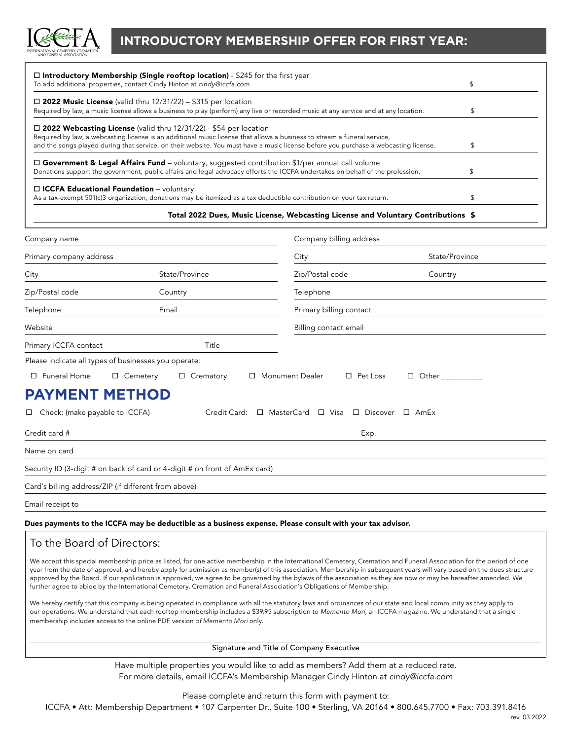ICCFA — International Cemetery, Cremation and Funeral Association

# INTRODUCTORY MEMBERSHIP OFFER FOR FIRST YEAR:

☐ **Introductory Membership (Single rooftop location)** - $245 for the first year
To add additional properties, contact Cindy Hinton at *cindy@iccfa.com* $

☐ **2022 Music License** (valid thru 12/31/22) – $315 per location
Required by law, a music license allows a business to play (perform) any live or recorded music at any service and at any location. $

☐ **2022 Webcasting License** (valid thru 12/31/22) - $54 per location
Required by law, a webcasting license is an additional music license that allows a business to stream a funeral service, and the songs played during that service, on their website. You must have a music license before you purchase a webcasting license. $

☐ **Government & Legal Affairs Fund** – voluntary, suggested contribution $1/per annual call volume
Donations support the government, public affairs and legal advocacy efforts the ICCFA undertakes on behalf of the profession. $

☐ **ICCFA Educational Foundation** – voluntary
As a tax-exempt 501(c)3 organization, donations may be itemized as a tax deductible contribution on your tax return. $

**Total 2022 Dues, Music License, Webcasting License and Voluntary Contributions $**

Company name

Primary company address

City State/Province

Zip/Postal code Country

Telephone Email

Website

Primary ICCFA contact Title

Company billing address

City State/Province

Zip/Postal code Country

Telephone

Primary billing contact

Billing contact email

Please indicate all types of businesses you operate:

☐ Funeral Home ☐ Cemetery ☐ Crematory ☐ Monument Dealer ☐ Pet Loss ☐ Other __________

## PAYMENT METHOD

☐ Check: (make payable to ICCFA) Credit Card: ☐ MasterCard ☐ Visa ☐ Discover ☐ AmEx

Credit card # Exp.

Name on card

Security ID (3-digit # on back of card or 4-digit # on front of AmEx card)

Card's billing address/ZIP (if different from above)

Email receipt to

**Dues payments to the ICCFA may be deductible as a business expense. Please consult with your tax advisor.**

## To the Board of Directors:

We accept this special membership price as listed, for one active membership in the International Cemetery, Cremation and Funeral Association for the period of one year from the date of approval, and hereby apply for admission as member(s) of this association. Membership in subsequent years will vary based on the dues structure approved by the Board. If our application is approved, we agree to be governed by the bylaws of the association as they are now or may be hereafter amended. We further agree to abide by the International Cemetery, Cremation and Funeral Association's Obligations of Membership.

We hereby certify that this company is being operated in compliance with all the statutory laws and ordinances of our state and local community as they apply to our operations. We understand that each rooftop membership includes a $39.95 subscription to *Memento Mori,* an ICCFA magazine. We understand that a single membership includes access to the online PDF version *of Memento Mori* only.

Signature and Title of Company Executive

Have multiple properties you would like to add as members? Add them at a reduced rate.
For more details, email ICCFA's Membership Manager Cindy Hinton at *cindy@iccfa.com*

Please complete and return this form with payment to:
ICCFA • Att: Membership Department • 107 Carpenter Dr., Suite 100 • Sterling, VA 20164 • 800.645.7700 • Fax: 703.391.8416

rev. 03.2022